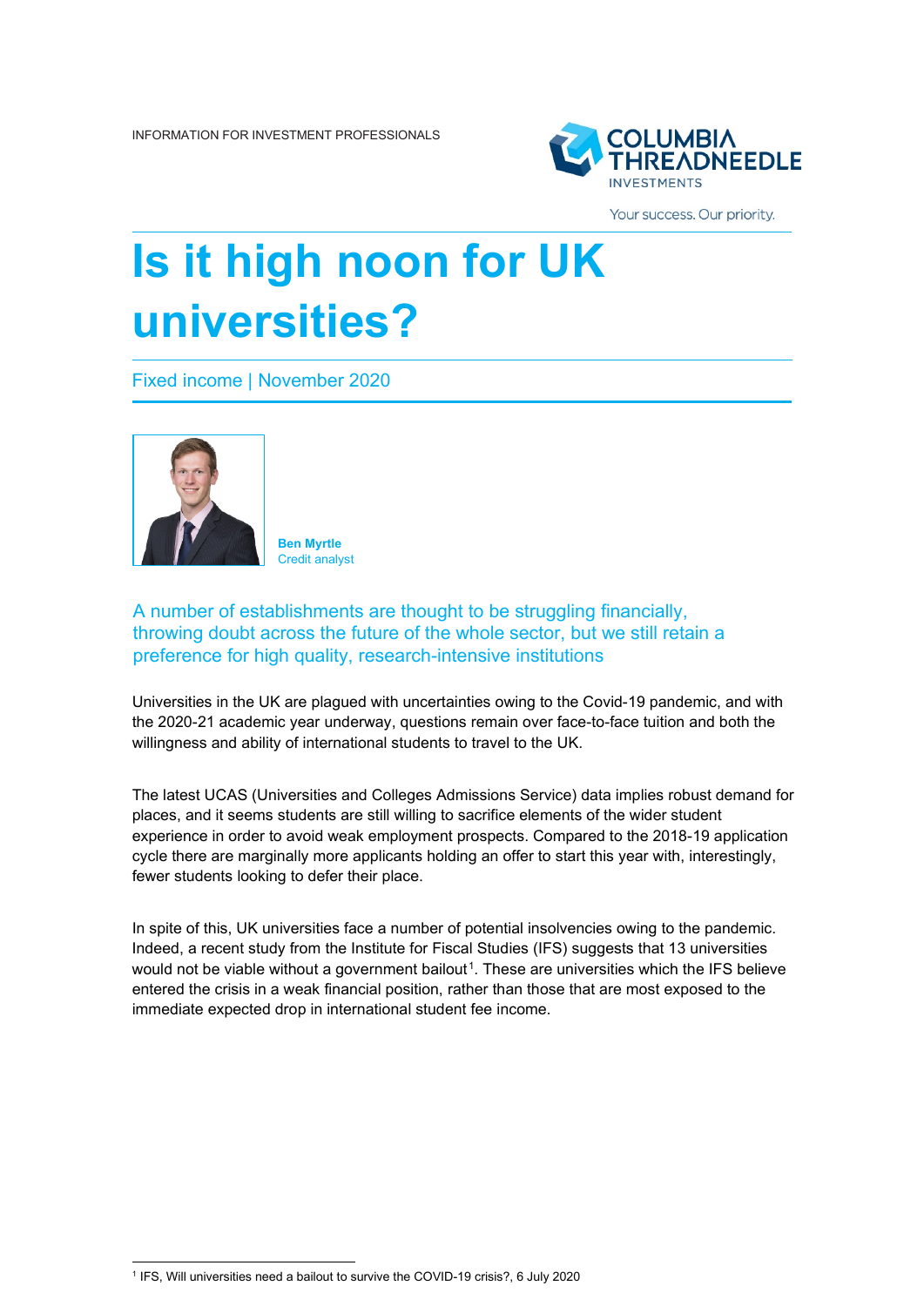INFORMATION FOR INVESTMENT PROFESSIONALS

# Is it high noon for UK universities?

Fixed income | November 2020

**Ben Myrtle**
Credit analyst

A number of establishments are thought to be struggling financially, throwing doubt across the future of the whole sector, but we still retain a preference for high quality, research-intensive institutions

Universities in the UK are plagued with uncertainties owing to the Covid-19 pandemic, and with the 2020-21 academic year underway, questions remain over face-to-face tuition and both the willingness and ability of international students to travel to the UK.

The latest UCAS (Universities and Colleges Admissions Service) data implies robust demand for places, and it seems students are still willing to sacrifice elements of the wider student experience in order to avoid weak employment prospects. Compared to the 2018-19 application cycle there are marginally more applicants holding an offer to start this year with, interestingly, fewer students looking to defer their place.

In spite of this, UK universities face a number of potential insolvencies owing to the pandemic. Indeed, a recent study from the Institute for Fiscal Studies (IFS) suggests that 13 universities would not be viable without a government bailout[1]. These are universities which the IFS believe entered the crisis in a weak financial position, rather than those that are most exposed to the immediate expected drop in international student fee income.

[1] IFS, Will universities need a bailout to survive the COVID-19 crisis?, 6 July 2020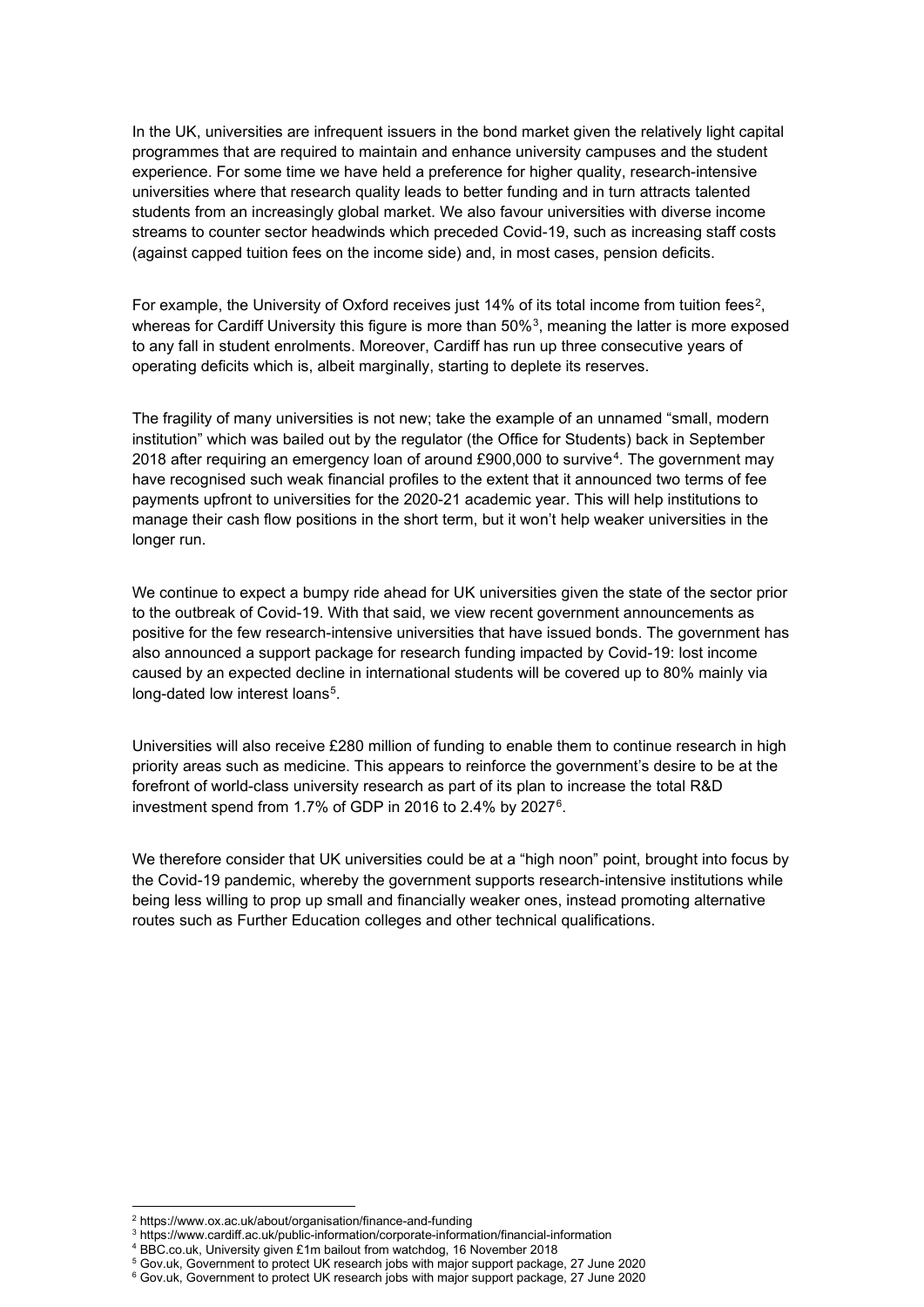In the UK, universities are infrequent issuers in the bond market given the relatively light capital programmes that are required to maintain and enhance university campuses and the student experience. For some time we have held a preference for higher quality, research-intensive universities where that research quality leads to better funding and in turn attracts talented students from an increasingly global market. We also favour universities with diverse income streams to counter sector headwinds which preceded Covid-19, such as increasing staff costs (against capped tuition fees on the income side) and, in most cases, pension deficits.

For example, the University of Oxford receives just 14% of its total income from tuition fees[2], whereas for Cardiff University this figure is more than 50%[3], meaning the latter is more exposed to any fall in student enrolments. Moreover, Cardiff has run up three consecutive years of operating deficits which is, albeit marginally, starting to deplete its reserves.

The fragility of many universities is not new; take the example of an unnamed "small, modern institution" which was bailed out by the regulator (the Office for Students) back in September 2018 after requiring an emergency loan of around £900,000 to survive[4]. The government may have recognised such weak financial profiles to the extent that it announced two terms of fee payments upfront to universities for the 2020-21 academic year. This will help institutions to manage their cash flow positions in the short term, but it won't help weaker universities in the longer run.

We continue to expect a bumpy ride ahead for UK universities given the state of the sector prior to the outbreak of Covid-19. With that said, we view recent government announcements as positive for the few research-intensive universities that have issued bonds. The government has also announced a support package for research funding impacted by Covid-19: lost income caused by an expected decline in international students will be covered up to 80% mainly via long-dated low interest loans[5].

Universities will also receive £280 million of funding to enable them to continue research in high priority areas such as medicine. This appears to reinforce the government's desire to be at the forefront of world-class university research as part of its plan to increase the total R&D investment spend from 1.7% of GDP in 2016 to 2.4% by 2027[6].

We therefore consider that UK universities could be at a "high noon" point, brought into focus by the Covid-19 pandemic, whereby the government supports research-intensive institutions while being less willing to prop up small and financially weaker ones, instead promoting alternative routes such as Further Education colleges and other technical qualifications.

[2] https://www.ox.ac.uk/about/organisation/finance-and-funding

[3] https://www.cardiff.ac.uk/public-information/corporate-information/financial-information

[4] BBC.co.uk, University given £1m bailout from watchdog, 16 November 2018

[5] Gov.uk, Government to protect UK research jobs with major support package, 27 June 2020

[6] Gov.uk, Government to protect UK research jobs with major support package, 27 June 2020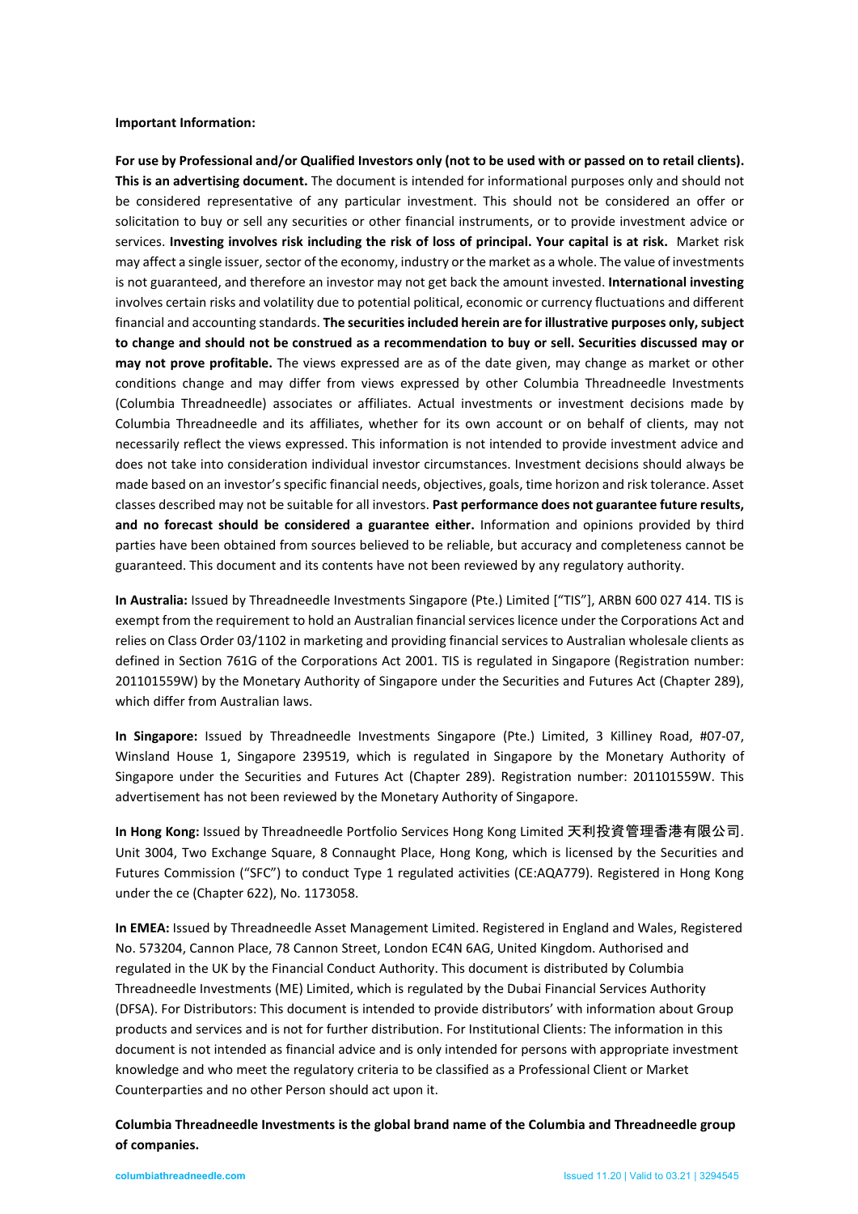**Important Information:**

**For use by Professional and/or Qualified Investors only (not to be used with or passed on to retail clients). This is an advertising document.** The document is intended for informational purposes only and should not be considered representative of any particular investment. This should not be considered an offer or solicitation to buy or sell any securities or other financial instruments, or to provide investment advice or services. **Investing involves risk including the risk of loss of principal. Your capital is at risk.** Market risk may affect a single issuer, sector of the economy, industry or the market as a whole. The value of investments is not guaranteed, and therefore an investor may not get back the amount invested. **International investing** involves certain risks and volatility due to potential political, economic or currency fluctuations and different financial and accounting standards. **The securities included herein are for illustrative purposes only, subject to change and should not be construed as a recommendation to buy or sell. Securities discussed may or may not prove profitable.** The views expressed are as of the date given, may change as market or other conditions change and may differ from views expressed by other Columbia Threadneedle Investments (Columbia Threadneedle) associates or affiliates. Actual investments or investment decisions made by Columbia Threadneedle and its affiliates, whether for its own account or on behalf of clients, may not necessarily reflect the views expressed. This information is not intended to provide investment advice and does not take into consideration individual investor circumstances. Investment decisions should always be made based on an investor's specific financial needs, objectives, goals, time horizon and risk tolerance. Asset classes described may not be suitable for all investors. **Past performance does not guarantee future results, and no forecast should be considered a guarantee either.** Information and opinions provided by third parties have been obtained from sources believed to be reliable, but accuracy and completeness cannot be guaranteed. This document and its contents have not been reviewed by any regulatory authority.

**In Australia:** Issued by Threadneedle Investments Singapore (Pte.) Limited ["TIS"], ARBN 600 027 414. TIS is exempt from the requirement to hold an Australian financial services licence under the Corporations Act and relies on Class Order 03/1102 in marketing and providing financial services to Australian wholesale clients as defined in Section 761G of the Corporations Act 2001. TIS is regulated in Singapore (Registration number: 201101559W) by the Monetary Authority of Singapore under the Securities and Futures Act (Chapter 289), which differ from Australian laws.

**In Singapore:** Issued by Threadneedle Investments Singapore (Pte.) Limited, 3 Killiney Road, #07-07, Winsland House 1, Singapore 239519, which is regulated in Singapore by the Monetary Authority of Singapore under the Securities and Futures Act (Chapter 289). Registration number: 201101559W. This advertisement has not been reviewed by the Monetary Authority of Singapore.

**In Hong Kong:** Issued by Threadneedle Portfolio Services Hong Kong Limited 天利投資管理香港有限公司. Unit 3004, Two Exchange Square, 8 Connaught Place, Hong Kong, which is licensed by the Securities and Futures Commission ("SFC") to conduct Type 1 regulated activities (CE:AQA779). Registered in Hong Kong under the ce (Chapter 622), No. 1173058.

**In EMEA:** Issued by Threadneedle Asset Management Limited. Registered in England and Wales, Registered No. 573204, Cannon Place, 78 Cannon Street, London EC4N 6AG, United Kingdom. Authorised and regulated in the UK by the Financial Conduct Authority. This document is distributed by Columbia Threadneedle Investments (ME) Limited, which is regulated by the Dubai Financial Services Authority (DFSA). For Distributors: This document is intended to provide distributors' with information about Group products and services and is not for further distribution. For Institutional Clients: The information in this document is not intended as financial advice and is only intended for persons with appropriate investment knowledge and who meet the regulatory criteria to be classified as a Professional Client or Market Counterparties and no other Person should act upon it.

**Columbia Threadneedle Investments is the global brand name of the Columbia and Threadneedle group of companies.**

columbiathreadneedle.com

Issued 11.20 | Valid to 03.21 | 3294545